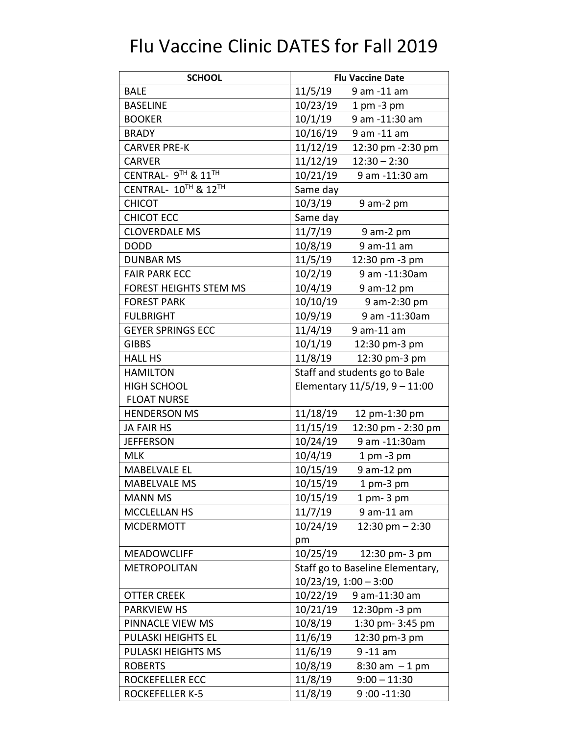# Flu Vaccine Clinic DATES for Fall 2019

| SCHOOL | Flu Vaccine Date |
|---|---|
| BALE | 11/5/19 9 am -11 am |
| BASELINE | 10/23/19 1 pm -3 pm |
| BOOKER | 10/1/19 9 am -11:30 am |
| BRADY | 10/16/19 9 am -11 am |
| CARVER PRE-K | 11/12/19 12:30 pm -2:30 pm |
| CARVER | 11/12/19 12:30 – 2:30 |
| CENTRAL- 9TH & 11TH | 10/21/19 9 am -11:30 am |
| CENTRAL- 10TH & 12TH | Same day |
| CHICOT | 10/3/19 9 am-2 pm |
| CHICOT ECC | Same day |
| CLOVERDALE MS | 11/7/19 9 am-2 pm |
| DODD | 10/8/19 9 am-11 am |
| DUNBAR MS | 11/5/19 12:30 pm -3 pm |
| FAIR PARK ECC | 10/2/19 9 am -11:30am |
| FOREST HEIGHTS STEM MS | 10/4/19 9 am-12 pm |
| FOREST PARK | 10/10/19 9 am-2:30 pm |
| FULBRIGHT | 10/9/19 9 am -11:30am |
| GEYER SPRINGS ECC | 11/4/19 9 am-11 am |
| GIBBS | 10/1/19 12:30 pm-3 pm |
| HALL HS | 11/8/19 12:30 pm-3 pm |
| HAMILTON HIGH SCHOOL FLOAT NURSE | Staff and students go to Bale Elementary 11/5/19, 9 – 11:00 |
| HENDERSON MS | 11/18/19 12 pm-1:30 pm |
| JA FAIR HS | 11/15/19 12:30 pm - 2:30 pm |
| JEFFERSON | 10/24/19 9 am -11:30am |
| MLK | 10/4/19 1 pm -3 pm |
| MABELVALE EL | 10/15/19 9 am-12 pm |
| MABELVALE MS | 10/15/19 1 pm-3 pm |
| MANN MS | 10/15/19 1 pm- 3 pm |
| MCCLELLAN HS | 11/7/19 9 am-11 am |
| MCDERMOTT | 10/24/19 12:30 pm – 2:30 pm |
| MEADOWCLIFF | 10/25/19 12:30 pm- 3 pm |
| METROPOLITAN | Staff go to Baseline Elementary, 10/23/19, 1:00 – 3:00 |
| OTTER CREEK | 10/22/19 9 am-11:30 am |
| PARKVIEW HS | 10/21/19 12:30pm -3 pm |
| PINNACLE VIEW MS | 10/8/19 1:30 pm- 3:45 pm |
| PULASKI HEIGHTS EL | 11/6/19 12:30 pm-3 pm |
| PULASKI HEIGHTS MS | 11/6/19 9 -11 am |
| ROBERTS | 10/8/19 8:30 am – 1 pm |
| ROCKEFELLER ECC | 11/8/19 9:00 – 11:30 |
| ROCKEFELLER K-5 | 11/8/19 9 :00 -11:30 |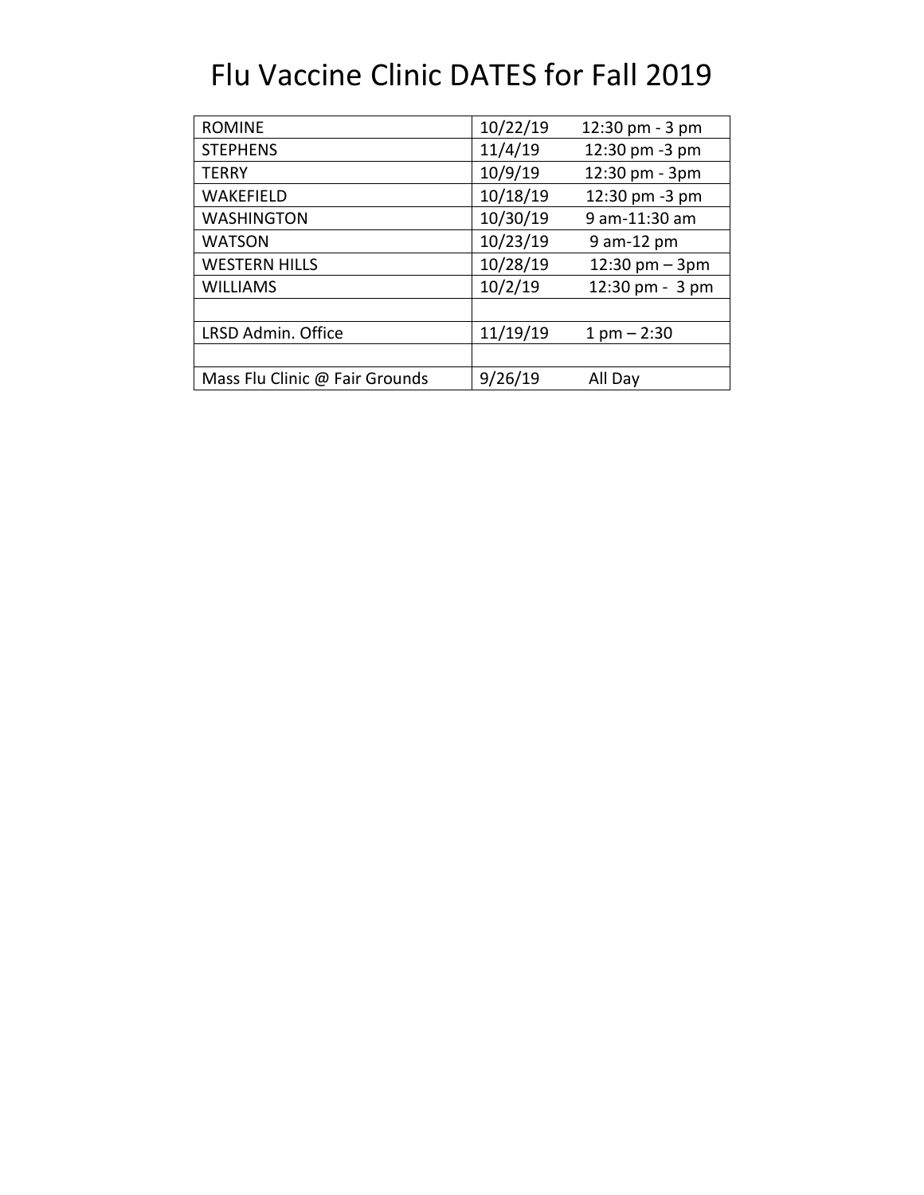# Flu Vaccine Clinic DATES for Fall 2019

| | | |
|---|---|---|
| ROMINE | 10/22/19 | 12:30 pm - 3 pm |
| STEPHENS | 11/4/19 | 12:30 pm -3 pm |
| TERRY | 10/9/19 | 12:30 pm - 3pm |
| WAKEFIELD | 10/18/19 | 12:30 pm -3 pm |
| WASHINGTON | 10/30/19 | 9 am-11:30 am |
| WATSON | 10/23/19 | 9 am-12 pm |
| WESTERN HILLS | 10/28/19 | 12:30 pm – 3pm |
| WILLIAMS | 10/2/19 | 12:30 pm - 3 pm |
| | | |
| LRSD Admin. Office | 11/19/19 | 1 pm – 2:30 |
| | | |
| Mass Flu Clinic @ Fair Grounds | 9/26/19 | All Day |